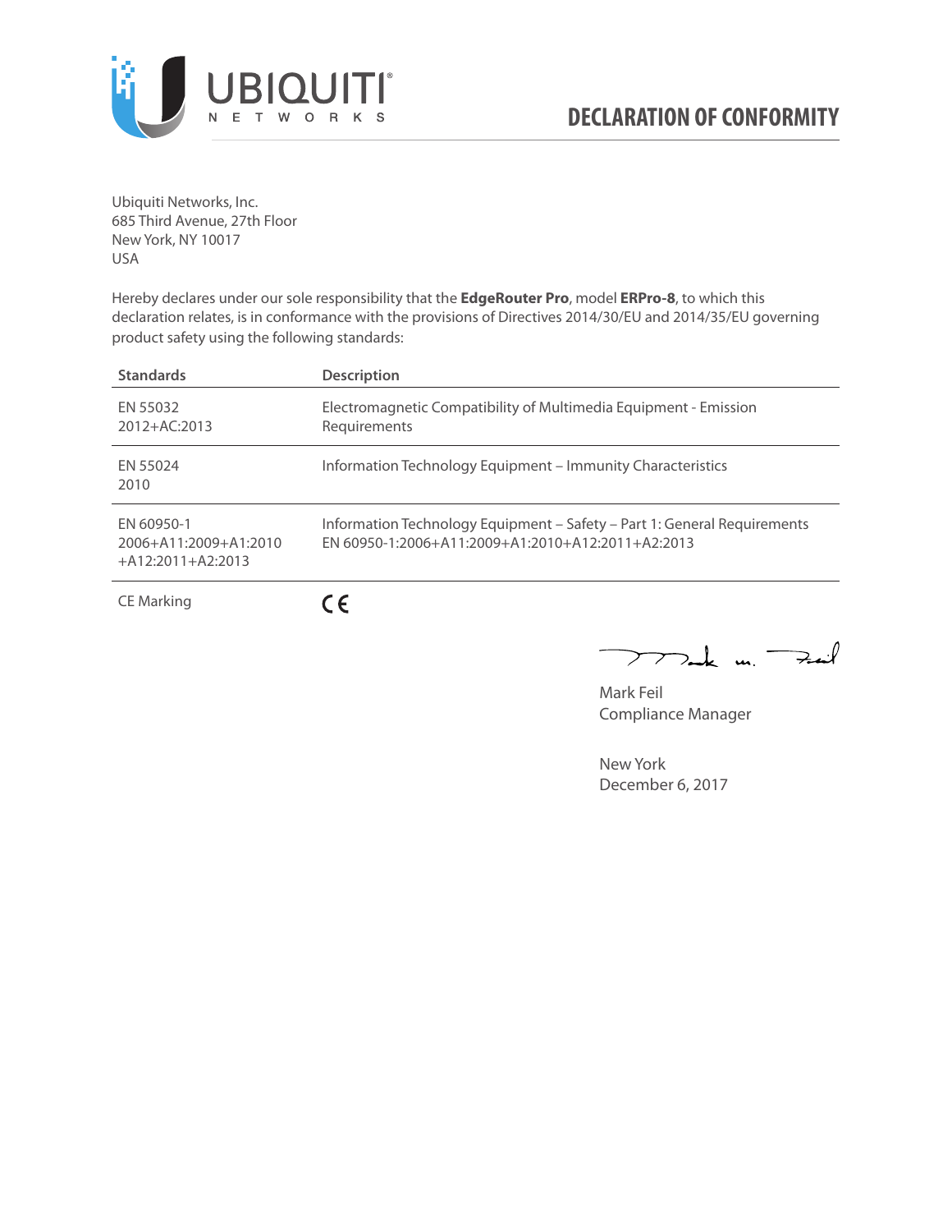# DECLARATION OF CONFORMITY

Ubiquiti Networks, Inc.
685 Third Avenue, 27th Floor
New York, NY 10017
USA

Hereby declares under our sole responsibility that the **EdgeRouter Pro**, model **ERPro-8**, to which this declaration relates, is in conformance with the provisions of Directives 2014/30/EU and 2014/35/EU governing product safety using the following standards:

| Standards | Description |
| --- | --- |
| EN 55032 2012+AC:2013 | Electromagnetic Compatibility of Multimedia Equipment - Emission Requirements |
| EN 55024 2010 | Information Technology Equipment – Immunity Characteristics |
| EN 60950-1 2006+A11:2009+A1:2010 +A12:2011+A2:2013 | Information Technology Equipment – Safety – Part 1: General Requirements EN 60950-1:2006+A11:2009+A1:2010+A12:2011+A2:2013 |
| CE Marking | CE |

Mark Feil
Compliance Manager

New York
December 6, 2017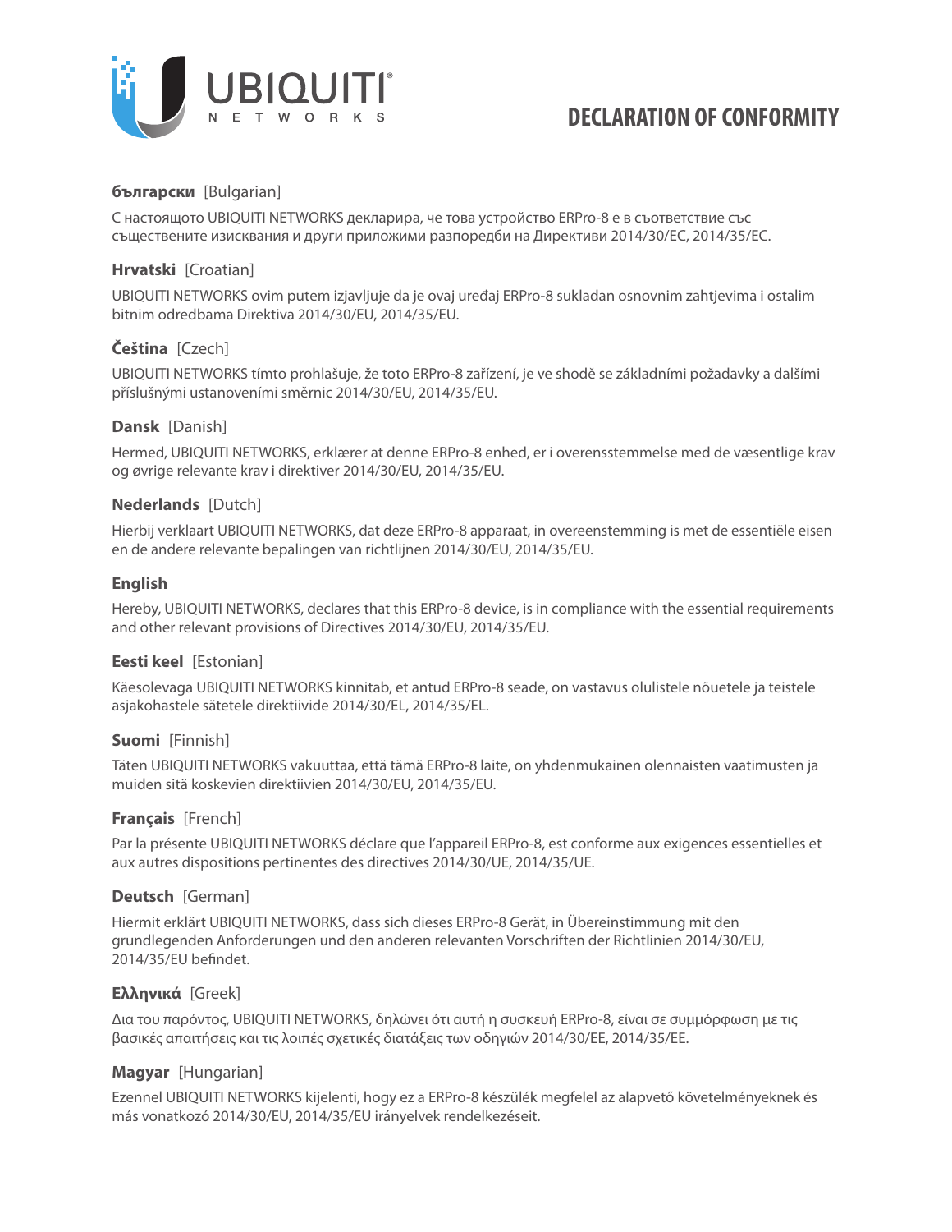# DECLARATION OF CONFORMITY

**български** [Bulgarian]

С настоящото UBIQUITI NETWORKS декларира, че това устройство ERPro-8 е в съответствие със съществените изисквания и други приложими разпоредби на Директиви 2014/30/ЕС, 2014/35/ЕС.

**Hrvatski** [Croatian]

UBIQUITI NETWORKS ovim putem izjavljuje da je ovaj uređaj ERPro-8 sukladan osnovnim zahtjevima i ostalim bitnim odredbama Direktiva 2014/30/EU, 2014/35/EU.

**Čeština** [Czech]

UBIQUITI NETWORKS tímto prohlašuje, že toto ERPro-8 zařízení, je ve shodě se základními požadavky a dalšími příslušnými ustanoveními směrnic 2014/30/EU, 2014/35/EU.

**Dansk** [Danish]

Hermed, UBIQUITI NETWORKS, erklærer at denne ERPro-8 enhed, er i overensstemmelse med de væsentlige krav og øvrige relevante krav i direktiver 2014/30/EU, 2014/35/EU.

**Nederlands** [Dutch]

Hierbij verklaart UBIQUITI NETWORKS, dat deze ERPro-8 apparaat, in overeenstemming is met de essentiële eisen en de andere relevante bepalingen van richtlijnen 2014/30/EU, 2014/35/EU.

**English**

Hereby, UBIQUITI NETWORKS, declares that this ERPro-8 device, is in compliance with the essential requirements and other relevant provisions of Directives 2014/30/EU, 2014/35/EU.

**Eesti keel** [Estonian]

Käesolevaga UBIQUITI NETWORKS kinnitab, et antud ERPro-8 seade, on vastavus olulistele nõuetele ja teistele asjakohastele sätetele direktiivide 2014/30/EL, 2014/35/EL.

**Suomi** [Finnish]

Täten UBIQUITI NETWORKS vakuuttaa, että tämä ERPro-8 laite, on yhdenmukainen olennaisten vaatimusten ja muiden sitä koskevien direktiivien 2014/30/EU, 2014/35/EU.

**Français** [French]

Par la présente UBIQUITI NETWORKS déclare que l'appareil ERPro-8, est conforme aux exigences essentielles et aux autres dispositions pertinentes des directives 2014/30/UE, 2014/35/UE.

**Deutsch** [German]

Hiermit erklärt UBIQUITI NETWORKS, dass sich dieses ERPro-8 Gerät, in Übereinstimmung mit den grundlegenden Anforderungen und den anderen relevanten Vorschriften der Richtlinien 2014/30/EU, 2014/35/EU befindet.

**Ελληνικά** [Greek]

Δια του παρόντος, UBIQUITI NETWORKS, δηλώνει ότι αυτή η συσκευή ERPro-8, είναι σε συμμόρφωση με τις βασικές απαιτήσεις και τις λοιπές σχετικές διατάξεις των οδηγιών 2014/30/EE, 2014/35/EE.

**Magyar** [Hungarian]

Ezennel UBIQUITI NETWORKS kijelenti, hogy ez a ERPro-8 készülék megfelel az alapvető követelményeknek és más vonatkozó 2014/30/EU, 2014/35/EU irányelvek rendelkezéseit.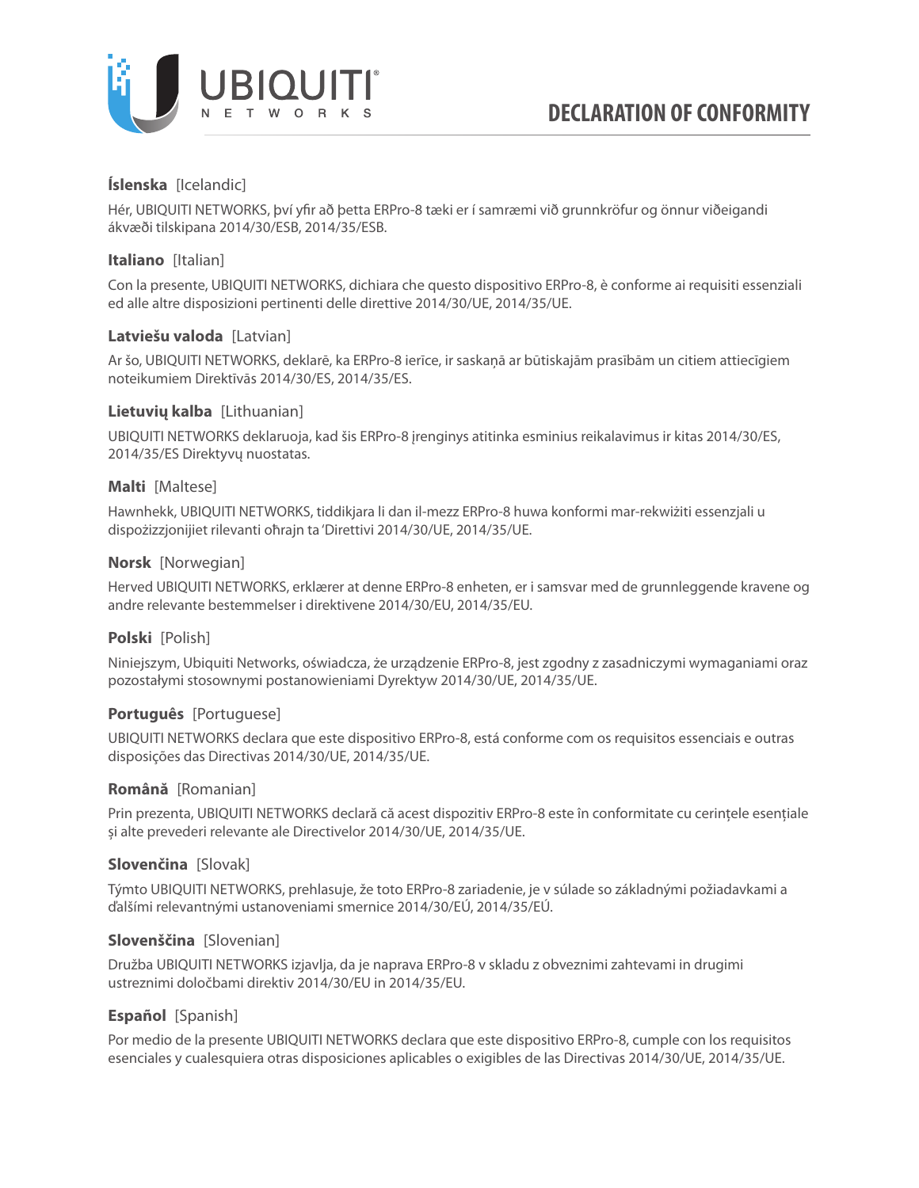# DECLARATION OF CONFORMITY

**Íslenska** [Icelandic]

Hér, UBIQUITI NETWORKS, því yfir að þetta ERPro-8 tæki er í samræmi við grunnkröfur og önnur viðeigandi ákvæði tilskipana 2014/30/ESB, 2014/35/ESB.

**Italiano** [Italian]

Con la presente, UBIQUITI NETWORKS, dichiara che questo dispositivo ERPro-8, è conforme ai requisiti essenziali ed alle altre disposizioni pertinenti delle direttive 2014/30/UE, 2014/35/UE.

**Latviešu valoda** [Latvian]

Ar šo, UBIQUITI NETWORKS, deklarē, ka ERPro-8 ierīce, ir saskaņā ar būtiskajām prasībām un citiem attiecīgiem noteikumiem Direktīvās 2014/30/ES, 2014/35/ES.

**Lietuvių kalba** [Lithuanian]

UBIQUITI NETWORKS deklaruoja, kad šis ERPro-8 įrenginys atitinka esminius reikalavimus ir kitas 2014/30/ES, 2014/35/ES Direktyvų nuostatas.

**Malti** [Maltese]

Hawnhekk, UBIQUITI NETWORKS, tiddikjara li dan il-mezz ERPro-8 huwa konformi mar-rekwiżiti essenzjali u dispożizzjonijiet rilevanti oħrajn ta 'Direttivi 2014/30/UE, 2014/35/UE.

**Norsk** [Norwegian]

Herved UBIQUITI NETWORKS, erklærer at denne ERPro-8 enheten, er i samsvar med de grunnleggende kravene og andre relevante bestemmelser i direktivene 2014/30/EU, 2014/35/EU.

**Polski** [Polish]

Niniejszym, Ubiquiti Networks, oświadcza, że urządzenie ERPro-8, jest zgodny z zasadniczymi wymaganiami oraz pozostałymi stosownymi postanowieniami Dyrektyw 2014/30/UE, 2014/35/UE.

**Português** [Portuguese]

UBIQUITI NETWORKS declara que este dispositivo ERPro-8, está conforme com os requisitos essenciais e outras disposições das Directivas 2014/30/UE, 2014/35/UE.

**Română** [Romanian]

Prin prezenta, UBIQUITI NETWORKS declară că acest dispozitiv ERPro-8 este în conformitate cu cerințele esențiale și alte prevederi relevante ale Directivelor 2014/30/UE, 2014/35/UE.

**Slovenčina** [Slovak]

Týmto UBIQUITI NETWORKS, prehlasuje, že toto ERPro-8 zariadenie, je v súlade so základnými požiadavkami a ďalšími relevantnými ustanoveniami smernice 2014/30/EÚ, 2014/35/EÚ.

**Slovenščina** [Slovenian]

Družba UBIQUITI NETWORKS izjavlja, da je naprava ERPro-8 v skladu z obveznimi zahtevami in drugimi ustreznimi določbami direktiv 2014/30/EU in 2014/35/EU.

**Español** [Spanish]

Por medio de la presente UBIQUITI NETWORKS declara que este dispositivo ERPro-8, cumple con los requisitos esenciales y cualesquiera otras disposiciones aplicables o exigibles de las Directivas 2014/30/UE, 2014/35/UE.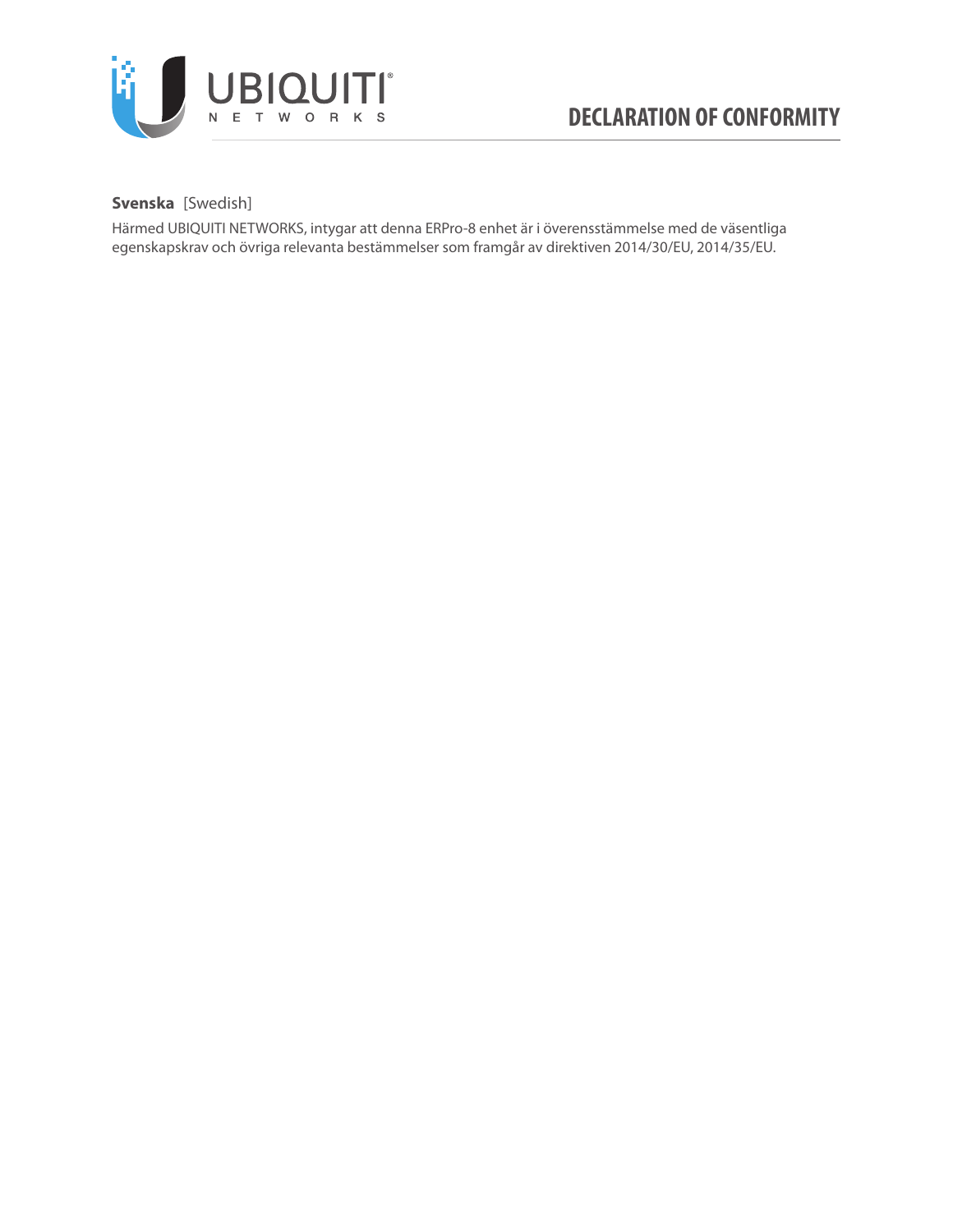**Svenska** [Swedish]

Härmed UBIQUITI NETWORKS, intygar att denna ERPro-8 enhet är i överensstämmelse med de väsentliga egenskapskrav och övriga relevanta bestämmelser som framgår av direktiven 2014/30/EU, 2014/35/EU.